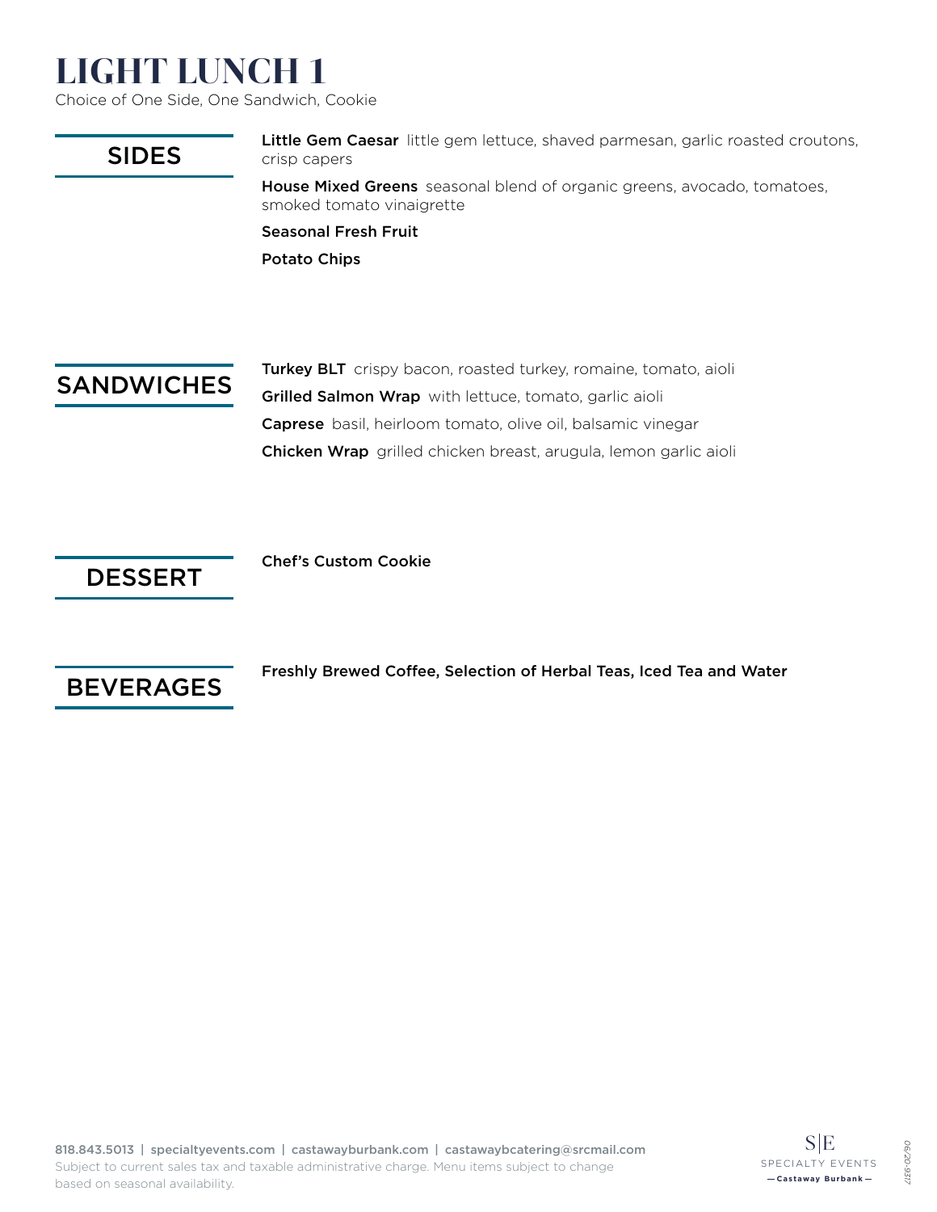# LIGHT LUNCH 1

Choice of One Side, One Sandwich, Cookie

## SIDES

**Little Gem Caesar** little gem lettuce, shaved parmesan, garlic roasted croutons, crisp capers

**House Mixed Greens** seasonal blend of organic greens, avocado, tomatoes, smoked tomato vinaigrette

**Seasonal Fresh Fruit**

**Potato Chips**

## SANDWICHES

**Turkey BLT** crispy bacon, roasted turkey, romaine, tomato, aioli

**Grilled Salmon Wrap** with lettuce, tomato, garlic aioli

**Caprese** basil, heirloom tomato, olive oil, balsamic vinegar

**Chicken Wrap** grilled chicken breast, arugula, lemon garlic aioli

## DESSERT

**Chef's Custom Cookie**

## BEVERAGES

**Freshly Brewed Coffee, Selection of Herbal Teas, Iced Tea and Water**

818.843.5013 | specialtyevents.com | castawayburbank.com | castawaybcatering@srcmail.com

Subject to current sales tax and taxable administrative charge. Menu items subject to change based on seasonal availability.

S|E SPECIALTY EVENTS — Castaway Burbank —

06/20-9317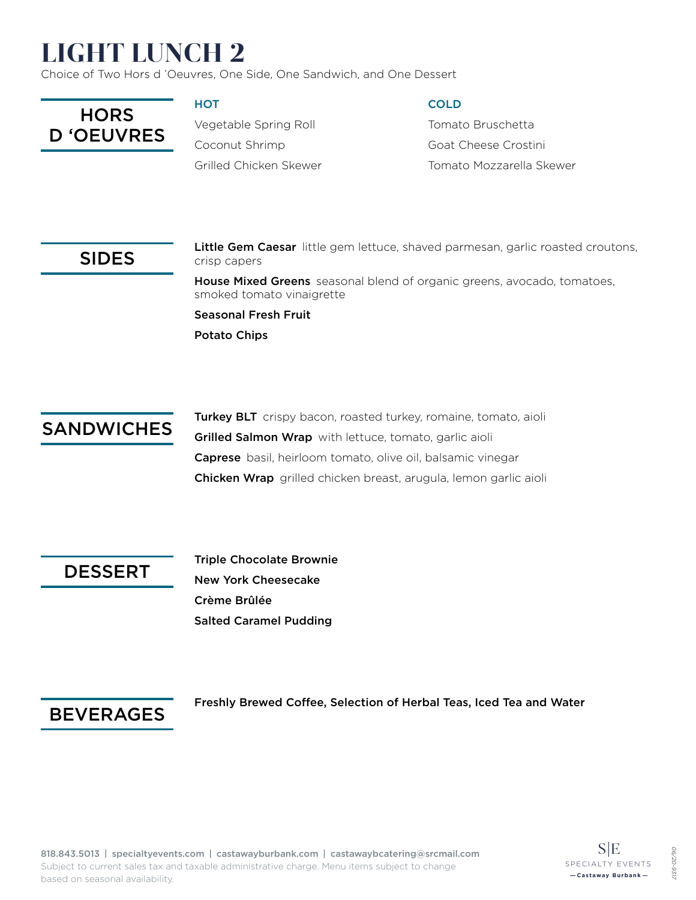# LIGHT LUNCH 2

Choice of Two Hors d 'Oeuvres, One Side, One Sandwich, and One Dessert

## HORS D 'OEUVRES

**HOT**

Vegetable Spring Roll

Coconut Shrimp

Grilled Chicken Skewer

**COLD**

Tomato Bruschetta

Goat Cheese Crostini

Tomato Mozzarella Skewer

## SIDES

**Little Gem Caesar** little gem lettuce, shaved parmesan, garlic roasted croutons, crisp capers

**House Mixed Greens** seasonal blend of organic greens, avocado, tomatoes, smoked tomato vinaigrette

**Seasonal Fresh Fruit**

**Potato Chips**

## SANDWICHES

**Turkey BLT** crispy bacon, roasted turkey, romaine, tomato, aioli

**Grilled Salmon Wrap** with lettuce, tomato, garlic aioli

**Caprese** basil, heirloom tomato, olive oil, balsamic vinegar

**Chicken Wrap** grilled chicken breast, arugula, lemon garlic aioli

## DESSERT

**Triple Chocolate Brownie**

**New York Cheesecake**

**Crème Brûlée**

**Salted Caramel Pudding**

## BEVERAGES

**Freshly Brewed Coffee, Selection of Herbal Teas, Iced Tea and Water**

818.843.5013 | specialtyevents.com | castawayburbank.com | castawaybcatering@srcmail.com
Subject to current sales tax and taxable administrative charge. Menu items subject to change based on seasonal availability.

S|E SPECIALTY EVENTS — Castaway Burbank —

06/20-9317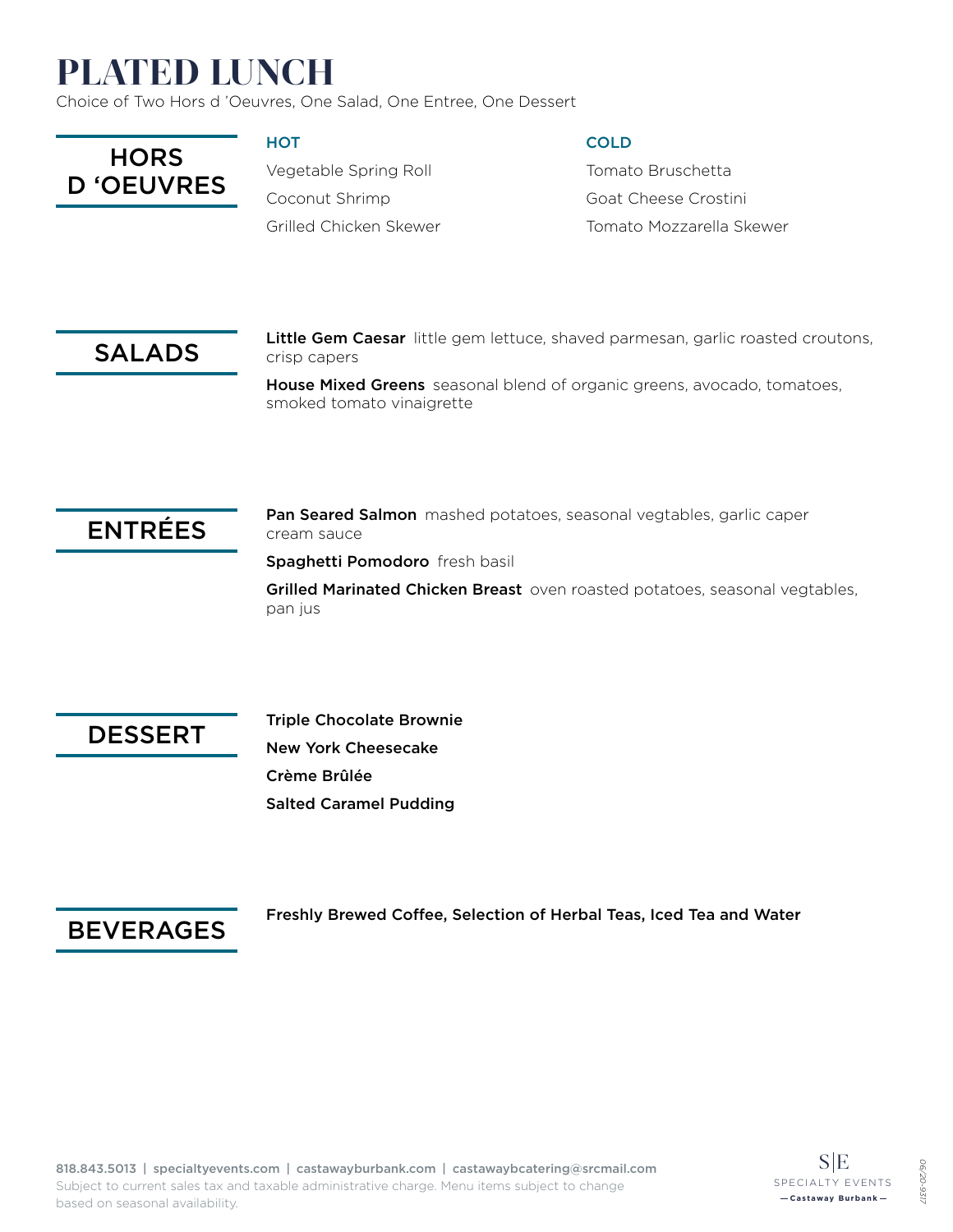# PLATED LUNCH

Choice of Two Hors d 'Oeuvres, One Salad, One Entree, One Dessert

## HORS D 'OEUVRES

**HOT**

Vegetable Spring Roll

Coconut Shrimp

Grilled Chicken Skewer

**COLD**

Tomato Bruschetta

Goat Cheese Crostini

Tomato Mozzarella Skewer

## SALADS

**Little Gem Caesar** little gem lettuce, shaved parmesan, garlic roasted croutons, crisp capers

**House Mixed Greens** seasonal blend of organic greens, avocado, tomatoes, smoked tomato vinaigrette

## ENTRÉES

**Pan Seared Salmon** mashed potatoes, seasonal vegtables, garlic caper cream sauce

**Spaghetti Pomodoro** fresh basil

**Grilled Marinated Chicken Breast** oven roasted potatoes, seasonal vegtables, pan jus

## DESSERT

**Triple Chocolate Brownie**

**New York Cheesecake**

**Crème Brûlée**

**Salted Caramel Pudding**

## BEVERAGES

**Freshly Brewed Coffee, Selection of Herbal Teas, Iced Tea and Water**

818.843.5013 | specialtyevents.com | castawayburbank.com | castawaybcatering@srcmail.com

Subject to current sales tax and taxable administrative charge. Menu items subject to change based on seasonal availability.

S|E SPECIALTY EVENTS — Castaway Burbank —

06/20-9317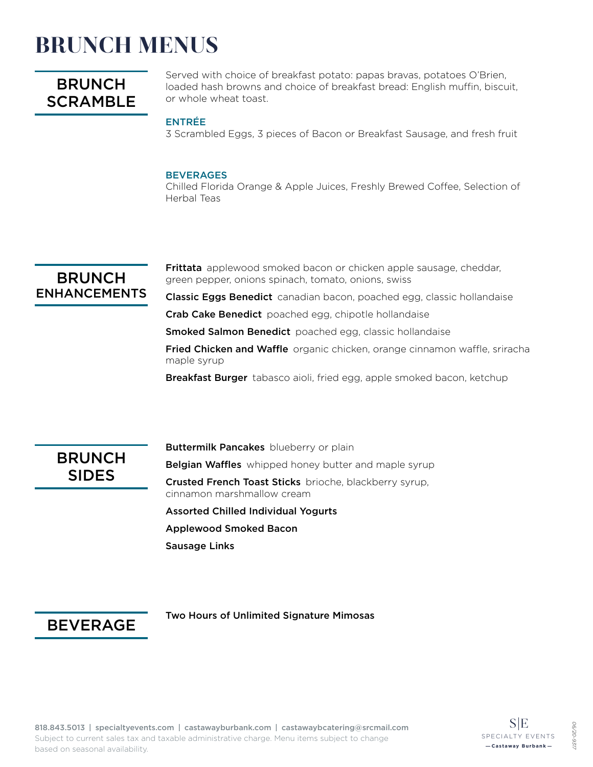# BRUNCH MENUS

## BRUNCH SCRAMBLE

Served with choice of breakfast potato: papas bravas, potatoes O'Brien, loaded hash browns and choice of breakfast bread: English muffin, biscuit, or whole wheat toast.

### ENTRÉE

3 Scrambled Eggs, 3 pieces of Bacon or Breakfast Sausage, and fresh fruit

### BEVERAGES

Chilled Florida Orange & Apple Juices, Freshly Brewed Coffee, Selection of Herbal Teas

## BRUNCH ENHANCEMENTS

**Frittata** applewood smoked bacon or chicken apple sausage, cheddar, green pepper, onions spinach, tomato, onions, swiss

**Classic Eggs Benedict** canadian bacon, poached egg, classic hollandaise

**Crab Cake Benedict** poached egg, chipotle hollandaise

**Smoked Salmon Benedict** poached egg, classic hollandaise

**Fried Chicken and Waffle** organic chicken, orange cinnamon waffle, sriracha maple syrup

**Breakfast Burger** tabasco aioli, fried egg, apple smoked bacon, ketchup

## BRUNCH SIDES

**Buttermilk Pancakes** blueberry or plain

**Belgian Waffles** whipped honey butter and maple syrup

**Crusted French Toast Sticks** brioche, blackberry syrup, cinnamon marshmallow cream

**Assorted Chilled Individual Yogurts**

**Applewood Smoked Bacon**

**Sausage Links**

## BEVERAGE

Two Hours of Unlimited Signature Mimosas

818.843.5013 | specialtyevents.com | castawayburbank.com | castawaybcatering@srcmail.com
Subject to current sales tax and taxable administrative charge. Menu items subject to change based on seasonal availability.

S|E SPECIALTY EVENTS — Castaway Burbank —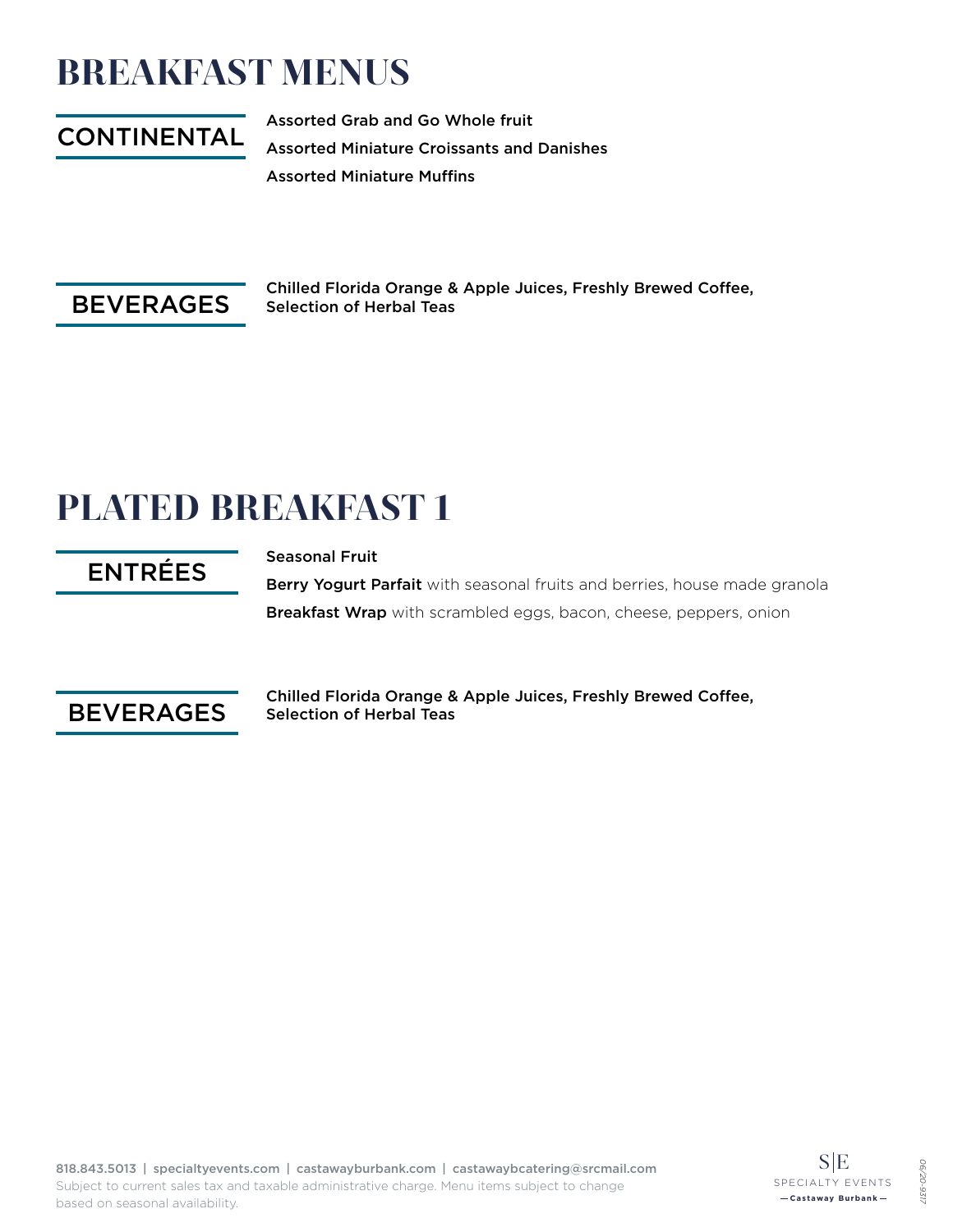# BREAKFAST MENUS

## CONTINENTAL

Assorted Grab and Go Whole fruit

Assorted Miniature Croissants and Danishes

Assorted Miniature Muffins

## BEVERAGES

Chilled Florida Orange & Apple Juices, Freshly Brewed Coffee, Selection of Herbal Teas

# PLATED BREAKFAST 1

## ENTRÉES

Seasonal Fruit

**Berry Yogurt Parfait** with seasonal fruits and berries, house made granola

**Breakfast Wrap** with scrambled eggs, bacon, cheese, peppers, onion

## BEVERAGES

Chilled Florida Orange & Apple Juices, Freshly Brewed Coffee, Selection of Herbal Teas

818.843.5013 | specialtyevents.com | castawayburbank.com | castawaybcatering@srcmail.com
Subject to current sales tax and taxable administrative charge. Menu items subject to change based on seasonal availability.

S|E SPECIALTY EVENTS — Castaway Burbank —

06/20-9317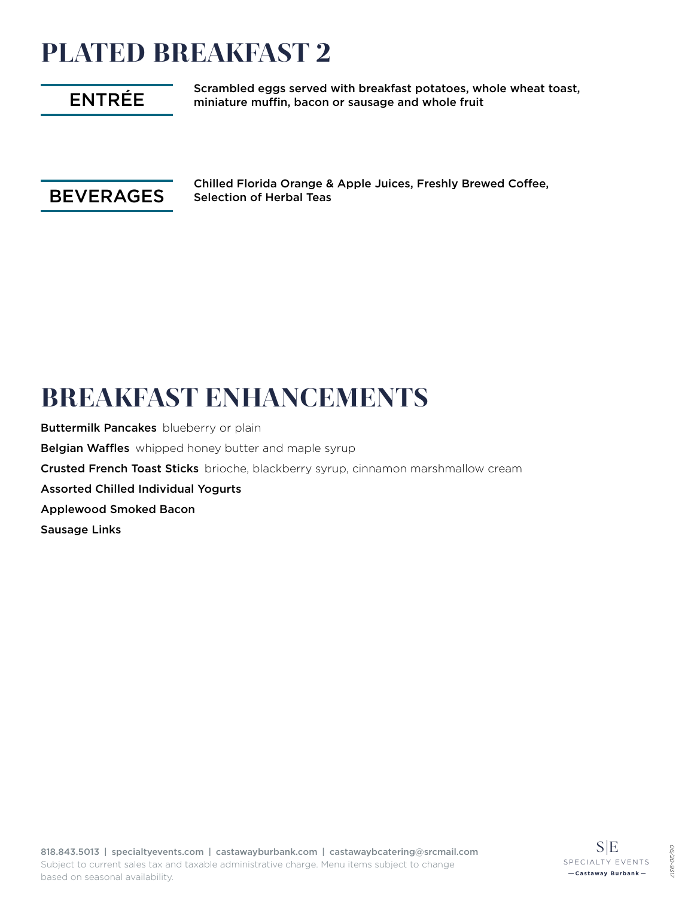# PLATED BREAKFAST 2

## ENTRÉE

Scrambled eggs served with breakfast potatoes, whole wheat toast, miniature muffin, bacon or sausage and whole fruit

## BEVERAGES

Chilled Florida Orange & Apple Juices, Freshly Brewed Coffee, Selection of Herbal Teas

# BREAKFAST ENHANCEMENTS

**Buttermilk Pancakes** blueberry or plain

**Belgian Waffles** whipped honey butter and maple syrup

**Crusted French Toast Sticks** brioche, blackberry syrup, cinnamon marshmallow cream

**Assorted Chilled Individual Yogurts**

**Applewood Smoked Bacon**

**Sausage Links**

818.843.5013 | specialtyevents.com | castawayburbank.com | castawaybcatering@srcmail.com
Subject to current sales tax and taxable administrative charge. Menu items subject to change based on seasonal availability.

S|E SPECIALTY EVENTS — Castaway Burbank —

06/20-9317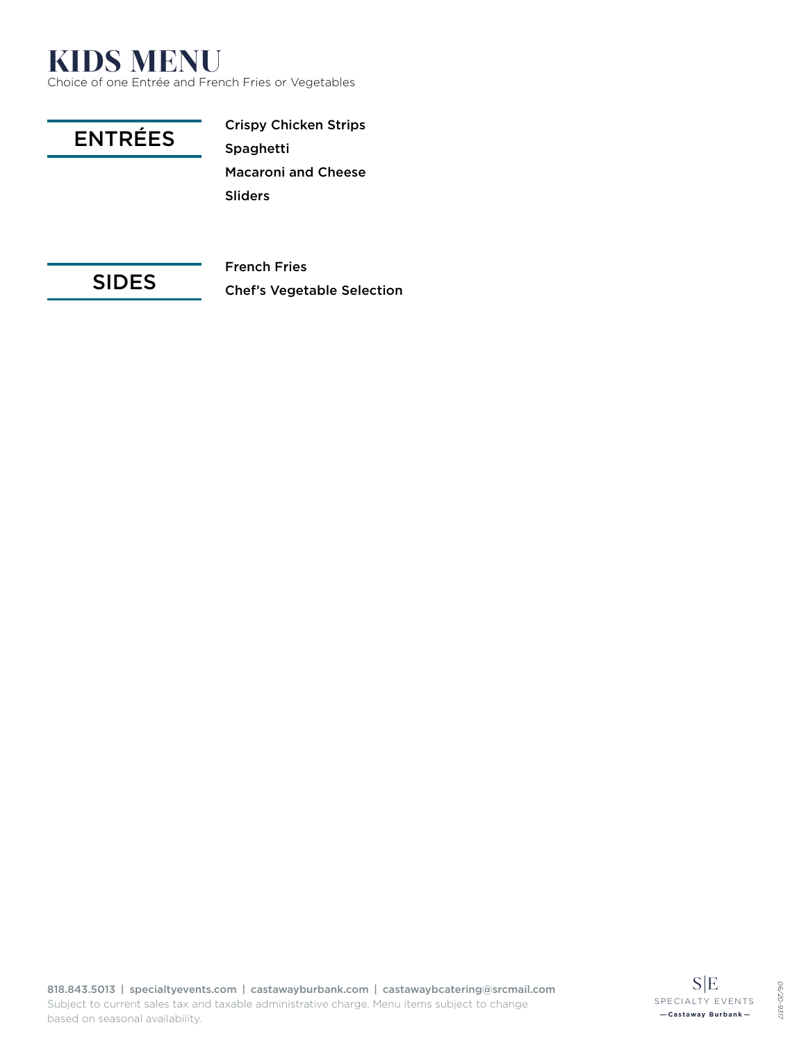# KIDS MENU

Choice of one Entrée and French Fries or Vegetables

## ENTRÉES

**Crispy Chicken Strips**

**Spaghetti**

**Macaroni and Cheese**

**Sliders**

## SIDES

**French Fries**

**Chef's Vegetable Selection**

818.843.5013 | specialtyevents.com | castawayburbank.com | castawaybcatering@srcmail.com

Subject to current sales tax and taxable administrative charge. Menu items subject to change based on seasonal availability.

S|E SPECIALTY EVENTS — Castaway Burbank —

06/20-9317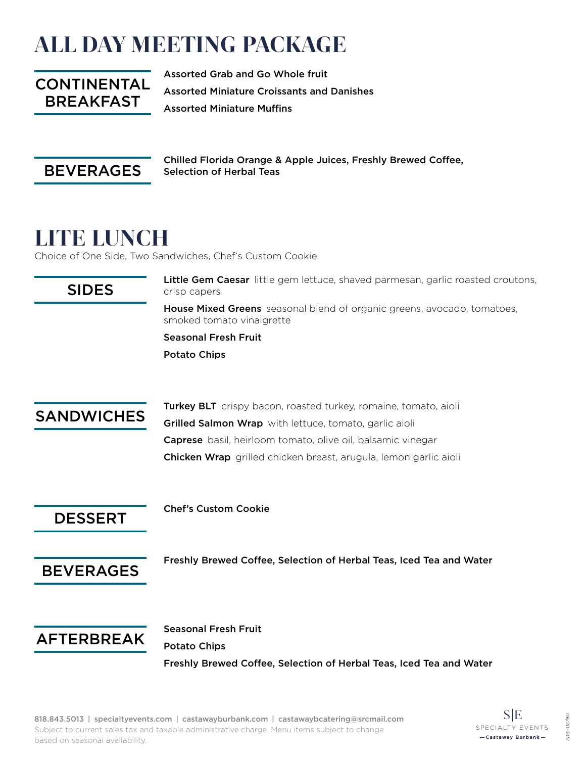# ALL DAY MEETING PACKAGE

## CONTINENTAL BREAKFAST

Assorted Grab and Go Whole fruit

Assorted Miniature Croissants and Danishes

Assorted Miniature Muffins

## BEVERAGES

Chilled Florida Orange & Apple Juices, Freshly Brewed Coffee, Selection of Herbal Teas

# LITE LUNCH

Choice of One Side, Two Sandwiches, Chef's Custom Cookie

## SIDES

**Little Gem Caesar** little gem lettuce, shaved parmesan, garlic roasted croutons, crisp capers

**House Mixed Greens** seasonal blend of organic greens, avocado, tomatoes, smoked tomato vinaigrette

**Seasonal Fresh Fruit**

**Potato Chips**

## SANDWICHES

**Turkey BLT** crispy bacon, roasted turkey, romaine, tomato, aioli

**Grilled Salmon Wrap** with lettuce, tomato, garlic aioli

**Caprese** basil, heirloom tomato, olive oil, balsamic vinegar

**Chicken Wrap** grilled chicken breast, arugula, lemon garlic aioli

## DESSERT

Chef's Custom Cookie

## BEVERAGES

Freshly Brewed Coffee, Selection of Herbal Teas, Iced Tea and Water

## AFTERBREAK

Seasonal Fresh Fruit

Potato Chips

Freshly Brewed Coffee, Selection of Herbal Teas, Iced Tea and Water

818.843.5013 | specialtyevents.com | castawayburbank.com | castawaybcatering@srcmail.com

Subject to current sales tax and taxable administrative charge. Menu items subject to change based on seasonal availability.

S|E SPECIALTY EVENTS — Castaway Burbank —

06/20-9317